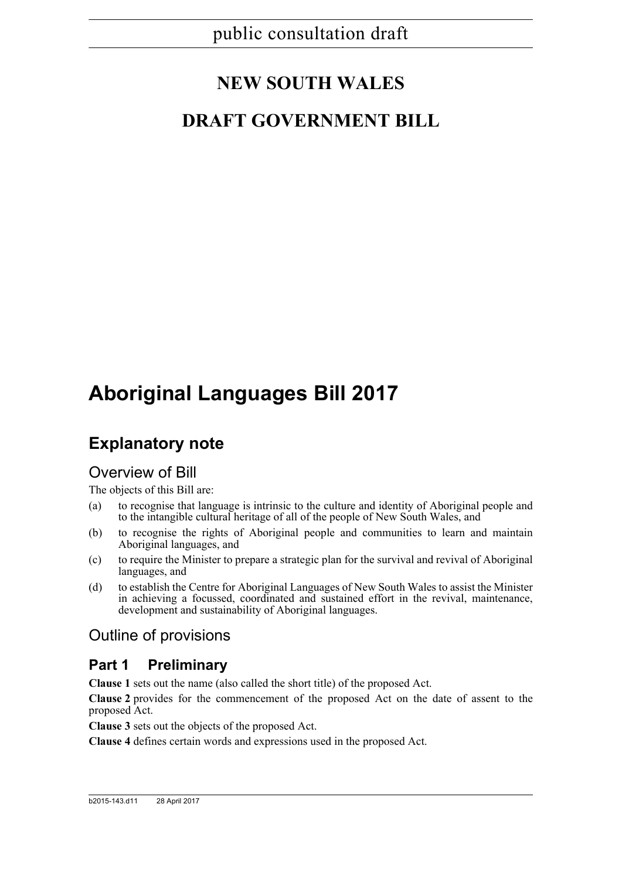public consultation draft

# NEW SOUTH WALES

# DRAFT GOVERNMENT BILL

# Aboriginal Languages Bill 2017

## Explanatory note

### Overview of Bill

The objects of this Bill are:

(a) to recognise that language is intrinsic to the culture and identity of Aboriginal people and to the intangible cultural heritage of all of the people of New South Wales, and

(b) to recognise the rights of Aboriginal people and communities to learn and maintain Aboriginal languages, and

(c) to require the Minister to prepare a strategic plan for the survival and revival of Aboriginal languages, and

(d) to establish the Centre for Aboriginal Languages of New South Wales to assist the Minister in achieving a focussed, coordinated and sustained effort in the revival, maintenance, development and sustainability of Aboriginal languages.

### Outline of provisions

## Part 1 Preliminary

**Clause 1** sets out the name (also called the short title) of the proposed Act.

**Clause 2** provides for the commencement of the proposed Act on the date of assent to the proposed Act.

**Clause 3** sets out the objects of the proposed Act.

**Clause 4** defines certain words and expressions used in the proposed Act.

b2015-143.d11 28 April 2017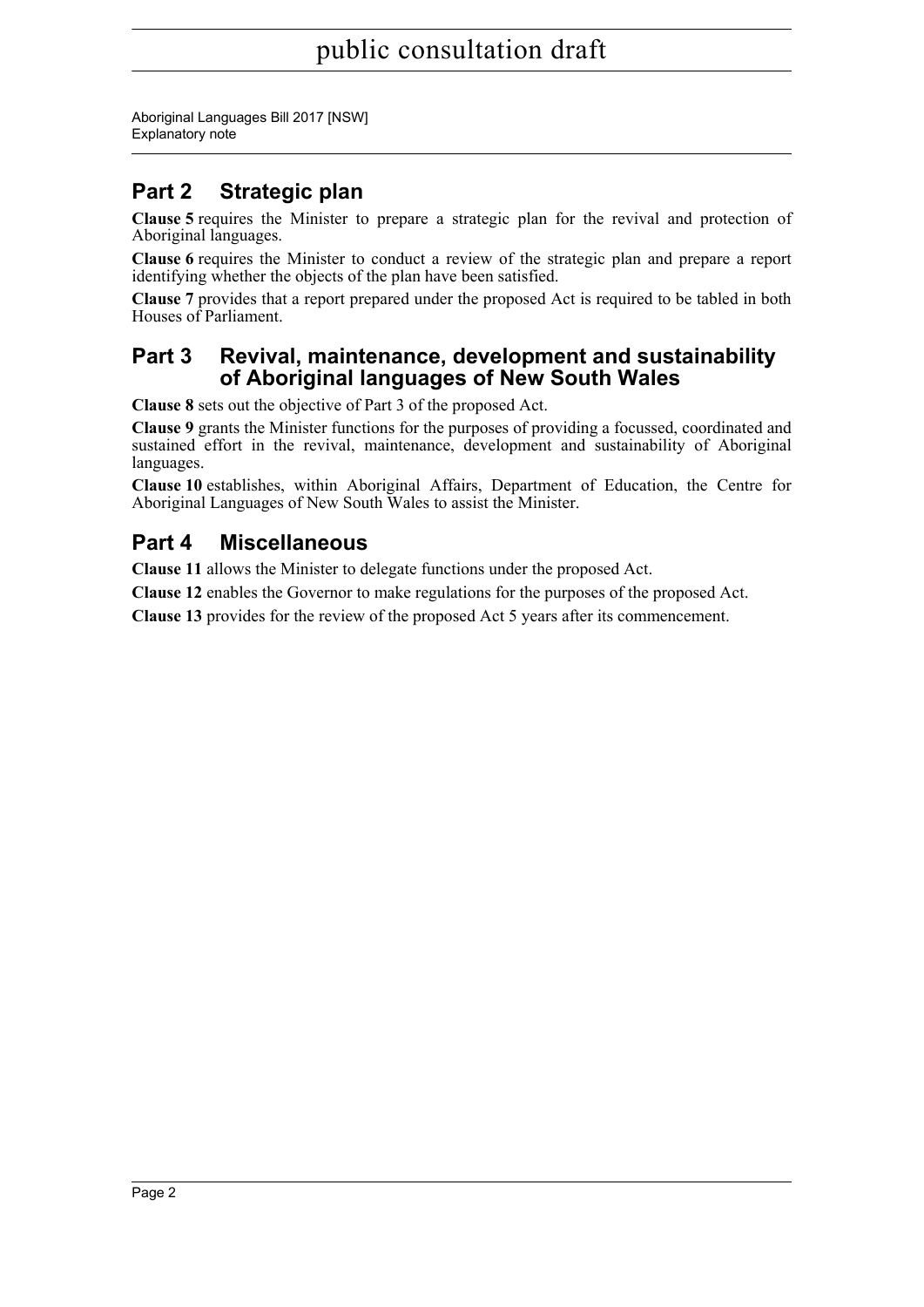## Part 2 Strategic plan

**Clause 5** requires the Minister to prepare a strategic plan for the revival and protection of Aboriginal languages.

**Clause 6** requires the Minister to conduct a review of the strategic plan and prepare a report identifying whether the objects of the plan have been satisfied.

**Clause 7** provides that a report prepared under the proposed Act is required to be tabled in both Houses of Parliament.

## Part 3 Revival, maintenance, development and sustainability of Aboriginal languages of New South Wales

**Clause 8** sets out the objective of Part 3 of the proposed Act.

**Clause 9** grants the Minister functions for the purposes of providing a focussed, coordinated and sustained effort in the revival, maintenance, development and sustainability of Aboriginal languages.

**Clause 10** establishes, within Aboriginal Affairs, Department of Education, the Centre for Aboriginal Languages of New South Wales to assist the Minister.

## Part 4 Miscellaneous

**Clause 11** allows the Minister to delegate functions under the proposed Act.

**Clause 12** enables the Governor to make regulations for the purposes of the proposed Act.

**Clause 13** provides for the review of the proposed Act 5 years after its commencement.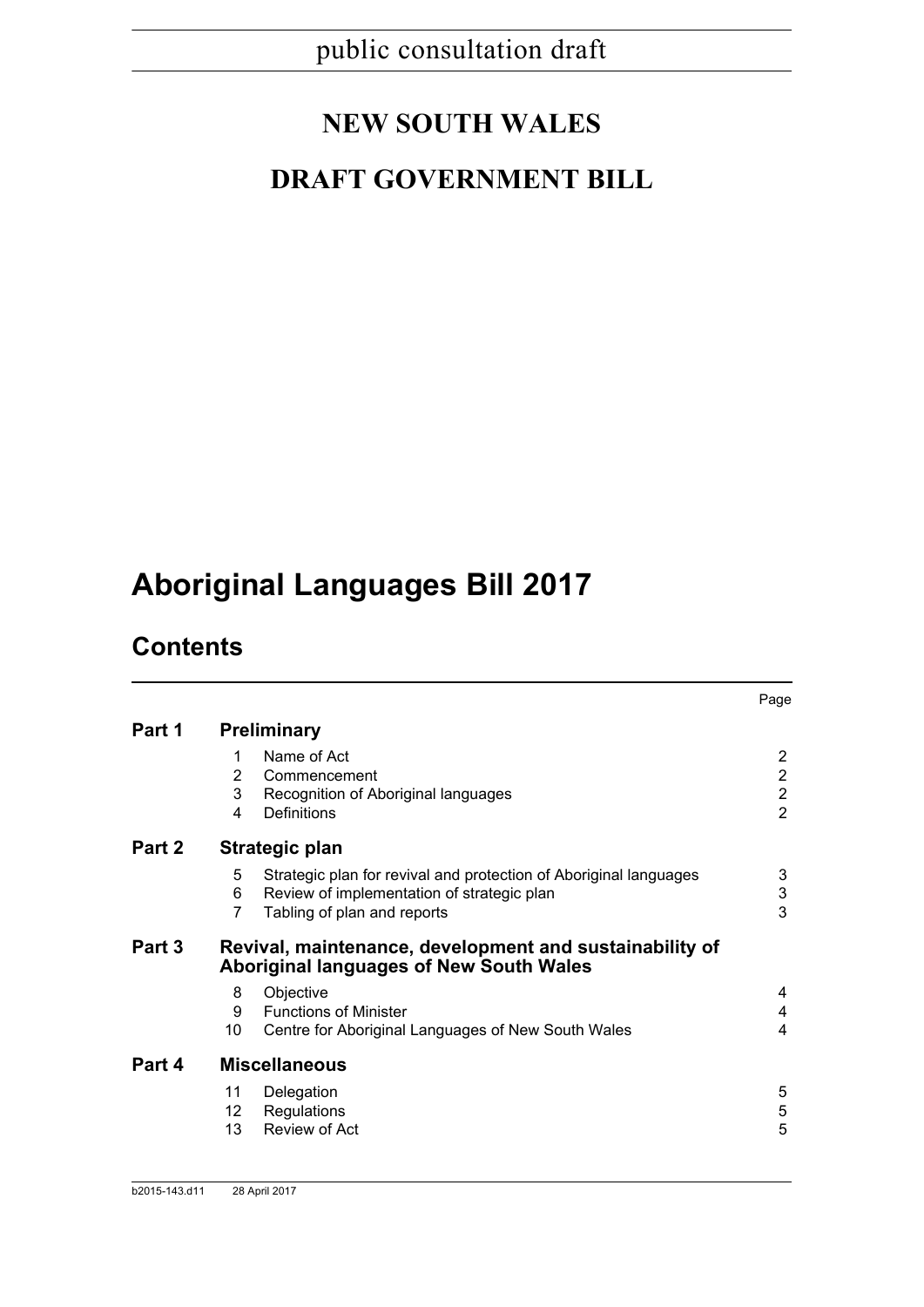public consultation draft

# NEW SOUTH WALES

# DRAFT GOVERNMENT BILL

# Aboriginal Languages Bill 2017

## Contents

| | | | Page |
|---|---|---|---|
| **Part 1** | **Preliminary** | | |
| | 1 | Name of Act | 2 |
| | 2 | Commencement | 2 |
| | 3 | Recognition of Aboriginal languages | 2 |
| | 4 | Definitions | 2 |
| **Part 2** | **Strategic plan** | | |
| | 5 | Strategic plan for revival and protection of Aboriginal languages | 3 |
| | 6 | Review of implementation of strategic plan | 3 |
| | 7 | Tabling of plan and reports | 3 |
| **Part 3** | **Revival, maintenance, development and sustainability of Aboriginal languages of New South Wales** | | |
| | 8 | Objective | 4 |
| | 9 | Functions of Minister | 4 |
| | 10 | Centre for Aboriginal Languages of New South Wales | 4 |
| **Part 4** | **Miscellaneous** | | |
| | 11 | Delegation | 5 |
| | 12 | Regulations | 5 |
| | 13 | Review of Act | 5 |

b2015-143.d11 28 April 2017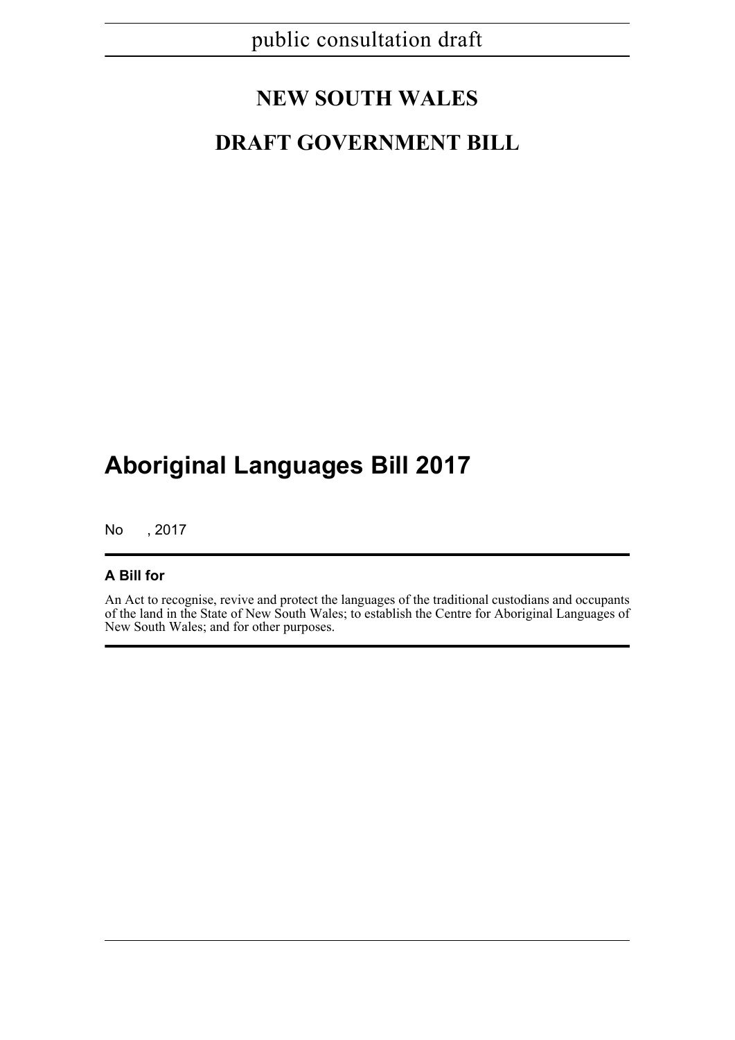public consultation draft

# NEW SOUTH WALES

# DRAFT GOVERNMENT BILL

# Aboriginal Languages Bill 2017

No , 2017

**A Bill for**

An Act to recognise, revive and protect the languages of the traditional custodians and occupants of the land in the State of New South Wales; to establish the Centre for Aboriginal Languages of New South Wales; and for other purposes.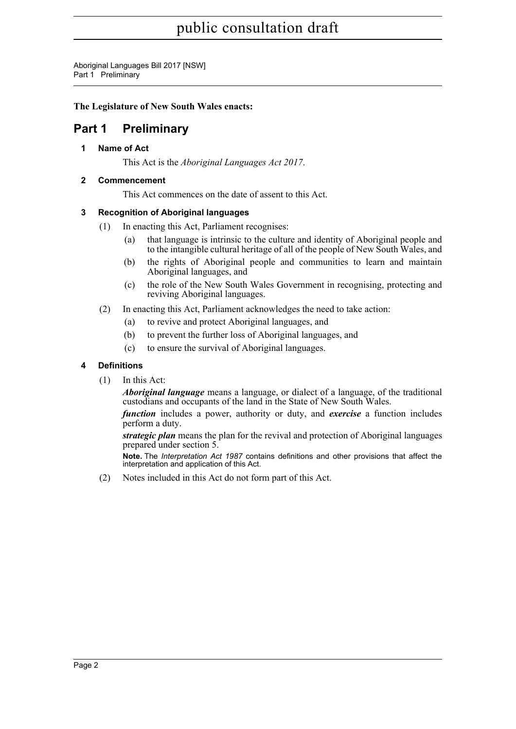**The Legislature of New South Wales enacts:**

## Part 1 Preliminary

### 1 Name of Act

This Act is the *Aboriginal Languages Act 2017*.

### 2 Commencement

This Act commences on the date of assent to this Act.

### 3 Recognition of Aboriginal languages

(1) In enacting this Act, Parliament recognises:

(a) that language is intrinsic to the culture and identity of Aboriginal people and to the intangible cultural heritage of all of the people of New South Wales, and

(b) the rights of Aboriginal people and communities to learn and maintain Aboriginal languages, and

(c) the role of the New South Wales Government in recognising, protecting and reviving Aboriginal languages.

(2) In enacting this Act, Parliament acknowledges the need to take action:

(a) to revive and protect Aboriginal languages, and

(b) to prevent the further loss of Aboriginal languages, and

(c) to ensure the survival of Aboriginal languages.

### 4 Definitions

(1) In this Act:

***Aboriginal language*** means a language, or dialect of a language, of the traditional custodians and occupants of the land in the State of New South Wales.

***function*** includes a power, authority or duty, and ***exercise*** a function includes perform a duty.

***strategic plan*** means the plan for the revival and protection of Aboriginal languages prepared under section 5.

**Note.** The *Interpretation Act 1987* contains definitions and other provisions that affect the interpretation and application of this Act.

(2) Notes included in this Act do not form part of this Act.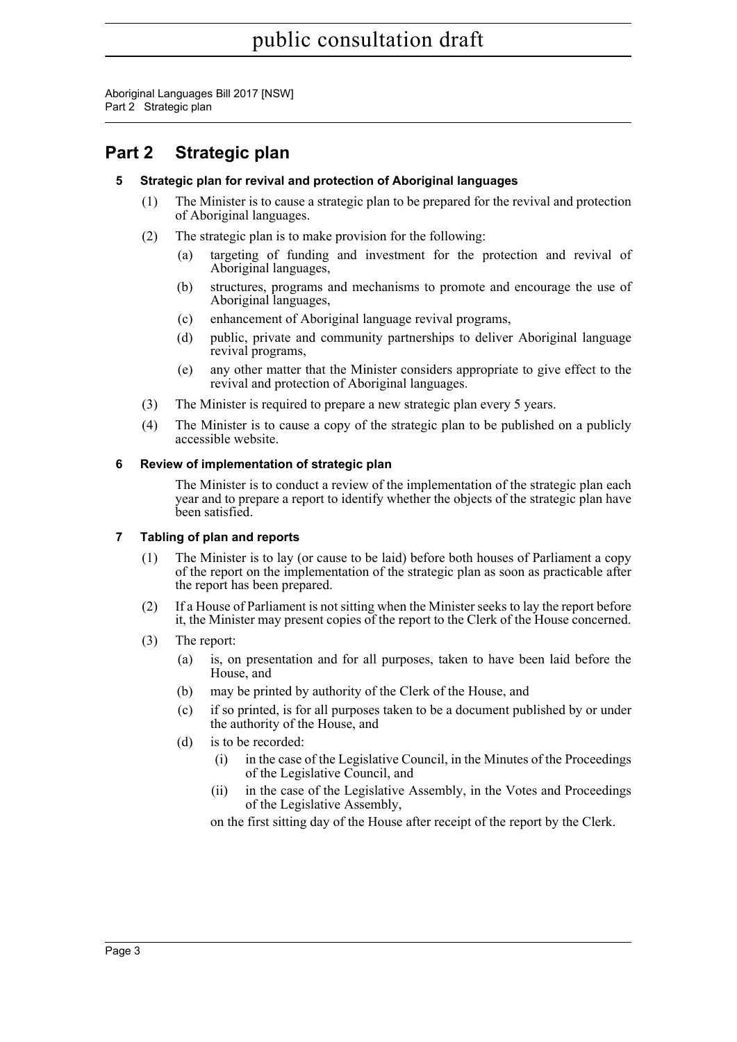## Part 2 Strategic plan

### 5 Strategic plan for revival and protection of Aboriginal languages

(1) The Minister is to cause a strategic plan to be prepared for the revival and protection of Aboriginal languages.

(2) The strategic plan is to make provision for the following:

- (a) targeting of funding and investment for the protection and revival of Aboriginal languages,
- (b) structures, programs and mechanisms to promote and encourage the use of Aboriginal languages,
- (c) enhancement of Aboriginal language revival programs,
- (d) public, private and community partnerships to deliver Aboriginal language revival programs,
- (e) any other matter that the Minister considers appropriate to give effect to the revival and protection of Aboriginal languages.

(3) The Minister is required to prepare a new strategic plan every 5 years.

(4) The Minister is to cause a copy of the strategic plan to be published on a publicly accessible website.

### 6 Review of implementation of strategic plan

The Minister is to conduct a review of the implementation of the strategic plan each year and to prepare a report to identify whether the objects of the strategic plan have been satisfied.

### 7 Tabling of plan and reports

(1) The Minister is to lay (or cause to be laid) before both houses of Parliament a copy of the report on the implementation of the strategic plan as soon as practicable after the report has been prepared.

(2) If a House of Parliament is not sitting when the Minister seeks to lay the report before it, the Minister may present copies of the report to the Clerk of the House concerned.

(3) The report:

- (a) is, on presentation and for all purposes, taken to have been laid before the House, and
- (b) may be printed by authority of the Clerk of the House, and
- (c) if so printed, is for all purposes taken to be a document published by or under the authority of the House, and
- (d) is to be recorded:
  - (i) in the case of the Legislative Council, in the Minutes of the Proceedings of the Legislative Council, and
  - (ii) in the case of the Legislative Assembly, in the Votes and Proceedings of the Legislative Assembly,

  on the first sitting day of the House after receipt of the report by the Clerk.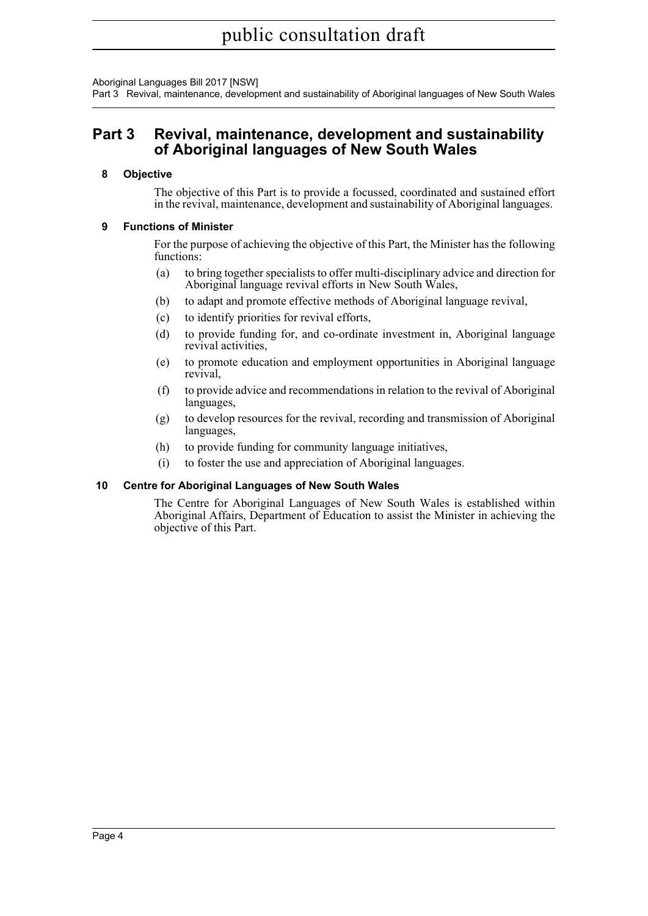## Part 3 Revival, maintenance, development and sustainability of Aboriginal languages of New South Wales

### 8 Objective

The objective of this Part is to provide a focussed, coordinated and sustained effort in the revival, maintenance, development and sustainability of Aboriginal languages.

### 9 Functions of Minister

For the purpose of achieving the objective of this Part, the Minister has the following functions:

(a) to bring together specialists to offer multi-disciplinary advice and direction for Aboriginal language revival efforts in New South Wales,

(b) to adapt and promote effective methods of Aboriginal language revival,

(c) to identify priorities for revival efforts,

(d) to provide funding for, and co-ordinate investment in, Aboriginal language revival activities,

(e) to promote education and employment opportunities in Aboriginal language revival,

(f) to provide advice and recommendations in relation to the revival of Aboriginal languages,

(g) to develop resources for the revival, recording and transmission of Aboriginal languages,

(h) to provide funding for community language initiatives,

(i) to foster the use and appreciation of Aboriginal languages.

### 10 Centre for Aboriginal Languages of New South Wales

The Centre for Aboriginal Languages of New South Wales is established within Aboriginal Affairs, Department of Education to assist the Minister in achieving the objective of this Part.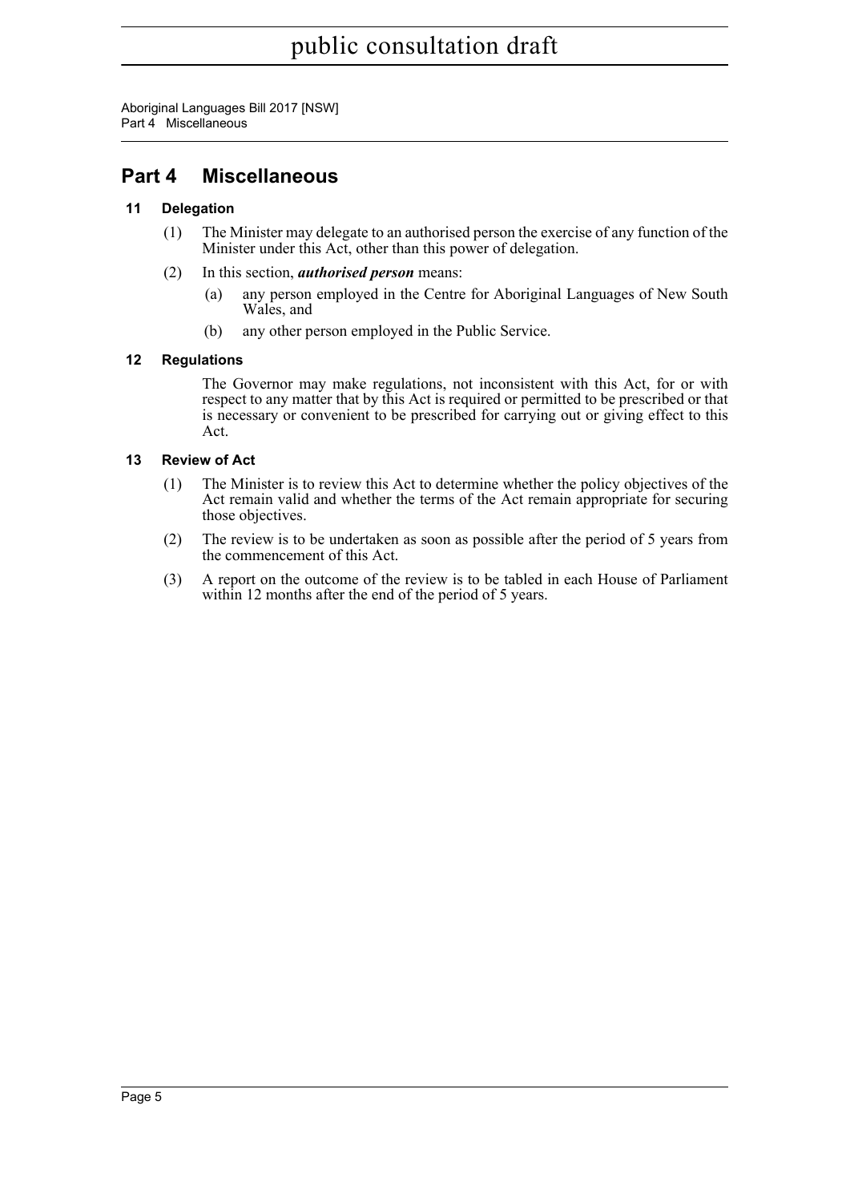## Part 4 Miscellaneous

### 11 Delegation

(1) The Minister may delegate to an authorised person the exercise of any function of the Minister under this Act, other than this power of delegation.

(2) In this section, ***authorised person*** means:

(a) any person employed in the Centre for Aboriginal Languages of New South Wales, and

(b) any other person employed in the Public Service.

### 12 Regulations

The Governor may make regulations, not inconsistent with this Act, for or with respect to any matter that by this Act is required or permitted to be prescribed or that is necessary or convenient to be prescribed for carrying out or giving effect to this Act.

### 13 Review of Act

(1) The Minister is to review this Act to determine whether the policy objectives of the Act remain valid and whether the terms of the Act remain appropriate for securing those objectives.

(2) The review is to be undertaken as soon as possible after the period of 5 years from the commencement of this Act.

(3) A report on the outcome of the review is to be tabled in each House of Parliament within 12 months after the end of the period of 5 years.